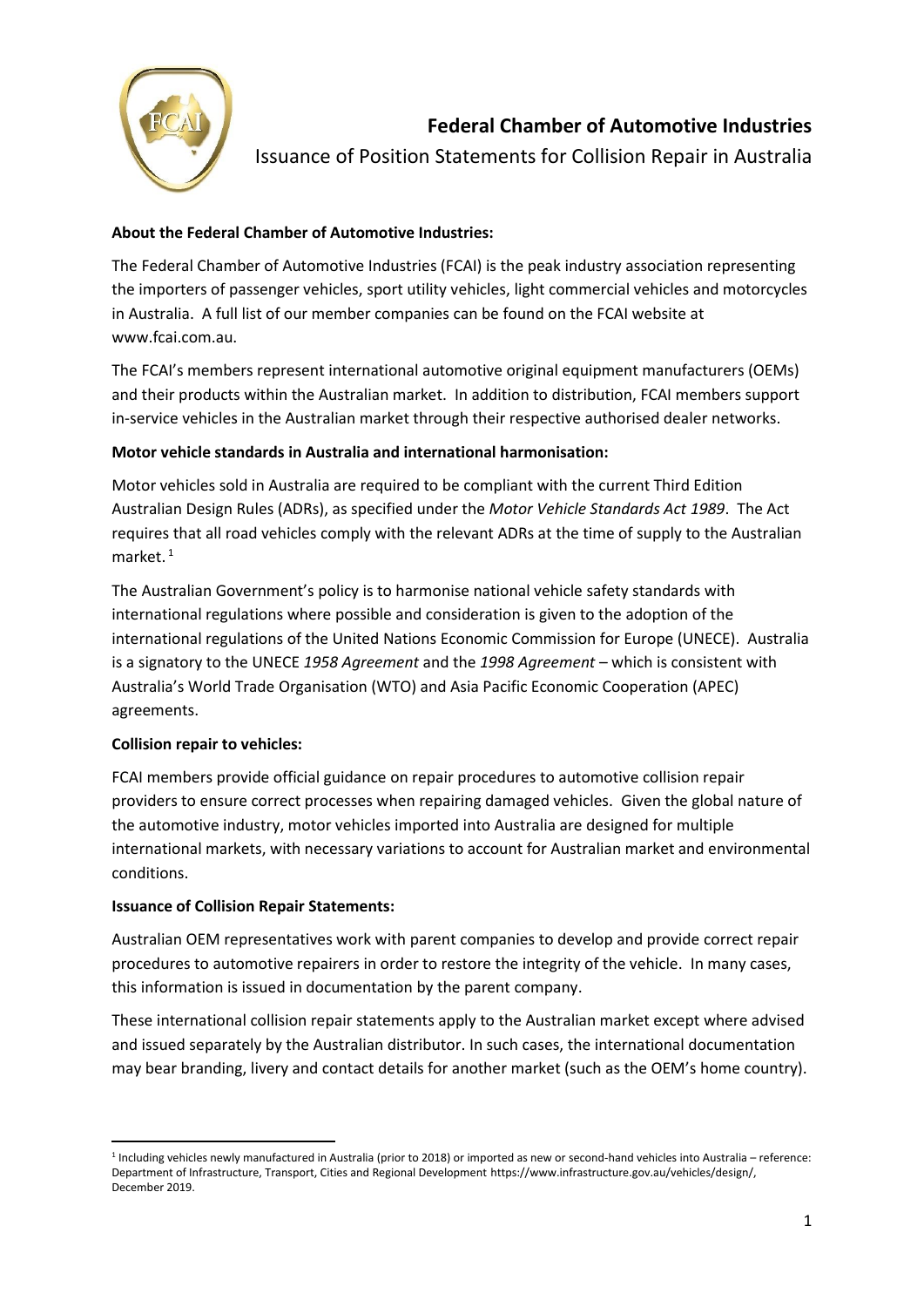# Federal Chamber of Automotive Industries

Issuance of Position Statements for Collision Repair in Australia

**About the Federal Chamber of Automotive Industries:**

The Federal Chamber of Automotive Industries (FCAI) is the peak industry association representing the importers of passenger vehicles, sport utility vehicles, light commercial vehicles and motorcycles in Australia. A full list of our member companies can be found on the FCAI website at www.fcai.com.au.

The FCAI's members represent international automotive original equipment manufacturers (OEMs) and their products within the Australian market. In addition to distribution, FCAI members support in-service vehicles in the Australian market through their respective authorised dealer networks.

**Motor vehicle standards in Australia and international harmonisation:**

Motor vehicles sold in Australia are required to be compliant with the current Third Edition Australian Design Rules (ADRs), as specified under the *Motor Vehicle Standards Act 1989*. The Act requires that all road vehicles comply with the relevant ADRs at the time of supply to the Australian market. [1]

The Australian Government's policy is to harmonise national vehicle safety standards with international regulations where possible and consideration is given to the adoption of the international regulations of the United Nations Economic Commission for Europe (UNECE). Australia is a signatory to the UNECE *1958 Agreement* and the *1998 Agreement* – which is consistent with Australia's World Trade Organisation (WTO) and Asia Pacific Economic Cooperation (APEC) agreements.

**Collision repair to vehicles:**

FCAI members provide official guidance on repair procedures to automotive collision repair providers to ensure correct processes when repairing damaged vehicles. Given the global nature of the automotive industry, motor vehicles imported into Australia are designed for multiple international markets, with necessary variations to account for Australian market and environmental conditions.

**Issuance of Collision Repair Statements:**

Australian OEM representatives work with parent companies to develop and provide correct repair procedures to automotive repairers in order to restore the integrity of the vehicle. In many cases, this information is issued in documentation by the parent company.

These international collision repair statements apply to the Australian market except where advised and issued separately by the Australian distributor. In such cases, the international documentation may bear branding, livery and contact details for another market (such as the OEM's home country).

---

[1] Including vehicles newly manufactured in Australia (prior to 2018) or imported as new or second-hand vehicles into Australia – reference: Department of Infrastructure, Transport, Cities and Regional Development https://www.infrastructure.gov.au/vehicles/design/, December 2019.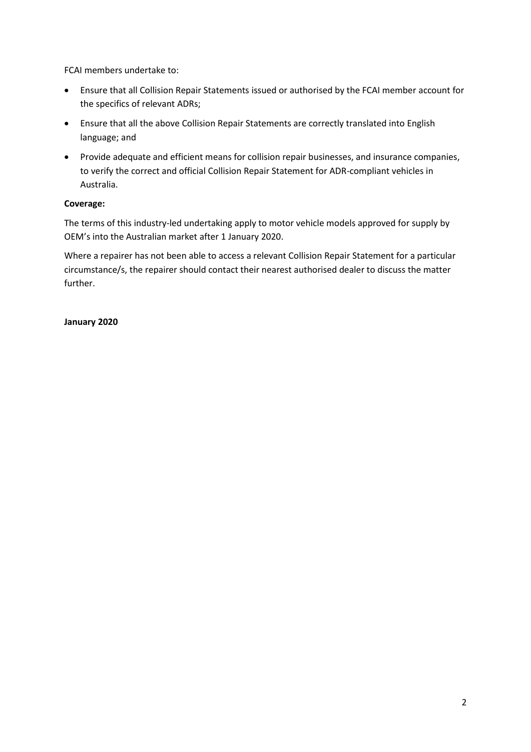FCAI members undertake to:

- Ensure that all Collision Repair Statements issued or authorised by the FCAI member account for the specifics of relevant ADRs;
- Ensure that all the above Collision Repair Statements are correctly translated into English language; and
- Provide adequate and efficient means for collision repair businesses, and insurance companies, to verify the correct and official Collision Repair Statement for ADR-compliant vehicles in Australia.

**Coverage:**

The terms of this industry-led undertaking apply to motor vehicle models approved for supply by OEM's into the Australian market after 1 January 2020.

Where a repairer has not been able to access a relevant Collision Repair Statement for a particular circumstance/s, the repairer should contact their nearest authorised dealer to discuss the matter further.

**January 2020**